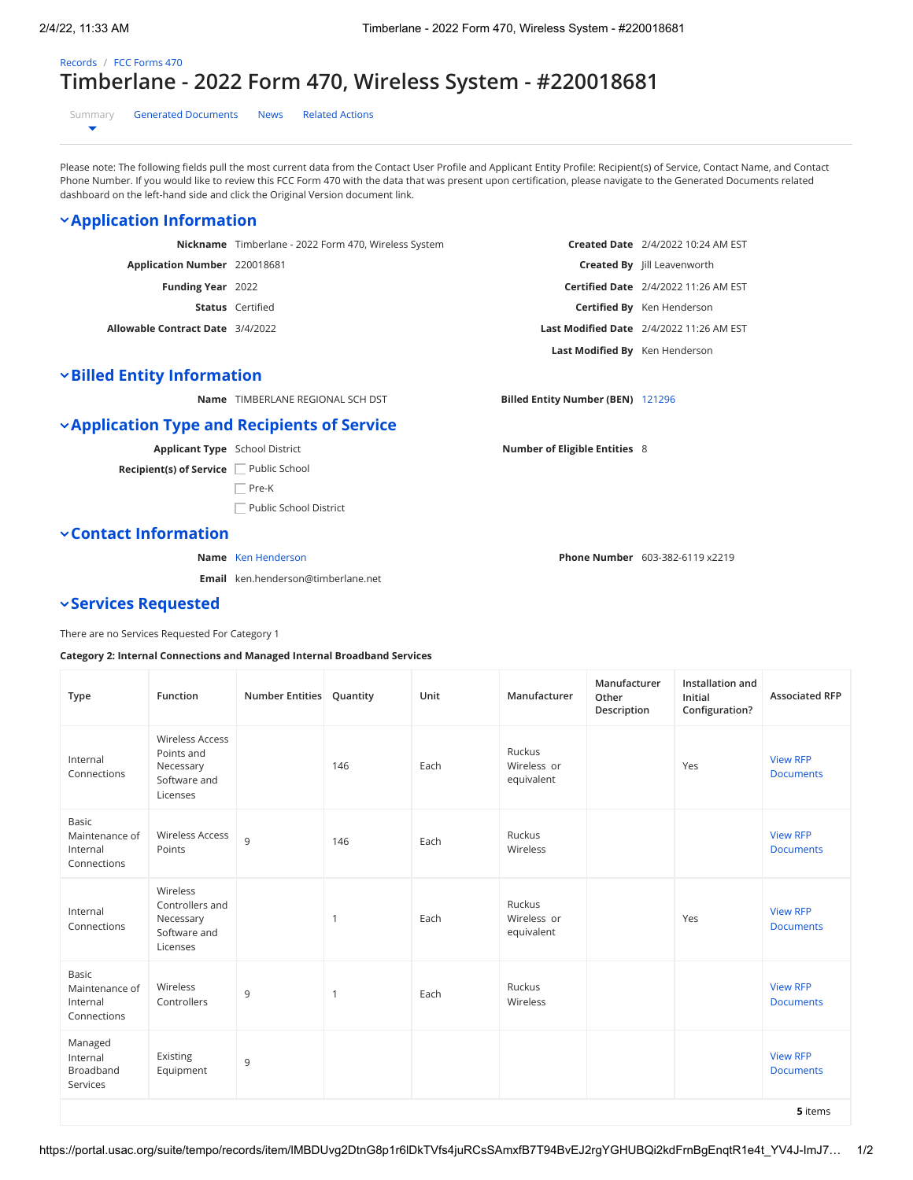Records / FCC Forms 470

# Timberlane - 2022 Form 470, Wireless System - #220018681

Summary | Generated Documents | News | Related Actions

Please note: The following fields pull the most current data from the Contact User Profile and Applicant Entity Profile: Recipient(s) of Service, Contact Name, and Contact Phone Number. If you would like to review this FCC Form 470 with the data that was present upon certification, please navigate to the Generated Documents related dashboard on the left-hand side and click the Original Version document link.

## Application Information

**Nickname** Timberlane - 2022 Form 470, Wireless System

**Application Number** 220018681

**Funding Year** 2022

**Status** Certified

**Allowable Contract Date** 3/4/2022

**Created Date** 2/4/2022 10:24 AM EST

**Created By** Jill Leavenworth

**Certified Date** 2/4/2022 11:26 AM EST

**Certified By** Ken Henderson

**Last Modified Date** 2/4/2022 11:26 AM EST

**Last Modified By** Ken Henderson

## Billed Entity Information

**Name** TIMBERLANE REGIONAL SCH DST

**Billed Entity Number (BEN)** 121296

## Application Type and Recipients of Service

**Applicant Type** School District

**Recipient(s) of Service**
- ☐ Public School
- ☐ Pre-K
- ☐ Public School District

**Number of Eligible Entities** 8

## Contact Information

**Name** Ken Henderson

**Email** ken.henderson@timberlane.net

**Phone Number** 603-382-6119 x2219

## Services Requested

There are no Services Requested For Category 1

**Category 2: Internal Connections and Managed Internal Broadband Services**

| Type | Function | Number Entities | Quantity | Unit | Manufacturer | Manufacturer Other Description | Installation and Initial Configuration? | Associated RFP |
|---|---|---|---|---|---|---|---|---|
| Internal Connections | Wireless Access Points and Necessary Software and Licenses | | 146 | Each | Ruckus Wireless or equivalent | | Yes | View RFP Documents |
| Basic Maintenance of Internal Connections | Wireless Access Points | 9 | 146 | Each | Ruckus Wireless | | | View RFP Documents |
| Internal Connections | Wireless Controllers and Necessary Software and Licenses | | 1 | Each | Ruckus Wireless or equivalent | | Yes | View RFP Documents |
| Basic Maintenance of Internal Connections | Wireless Controllers | 9 | 1 | Each | Ruckus Wireless | | | View RFP Documents |
| Managed Internal Broadband Services | Existing Equipment | 9 | | | | | | View RFP Documents |

**5** items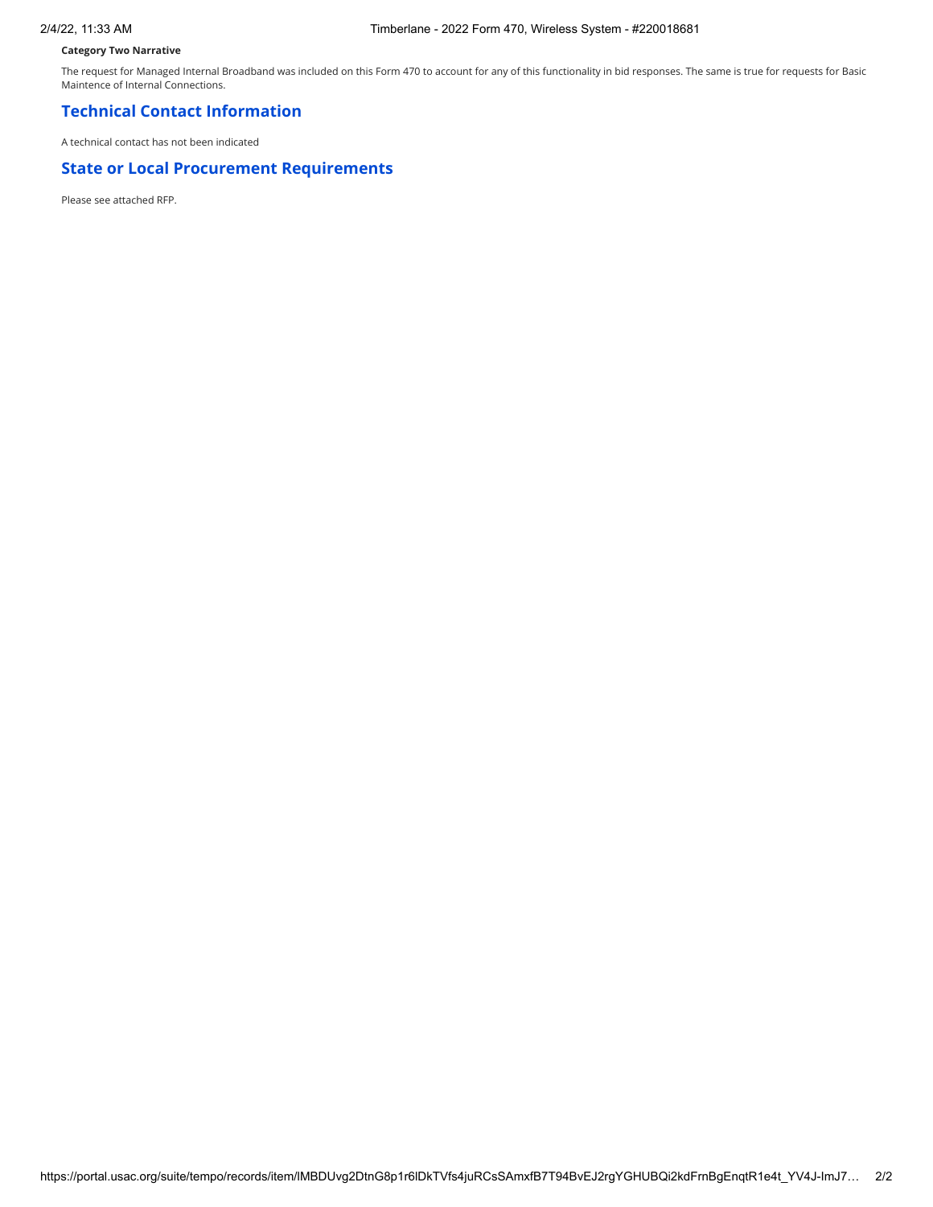**Category Two Narrative**

The request for Managed Internal Broadband was included on this Form 470 to account for any of this functionality in bid responses. The same is true for requests for Basic Maintence of Internal Connections.

## Technical Contact Information

A technical contact has not been indicated

## State or Local Procurement Requirements

Please see attached RFP.